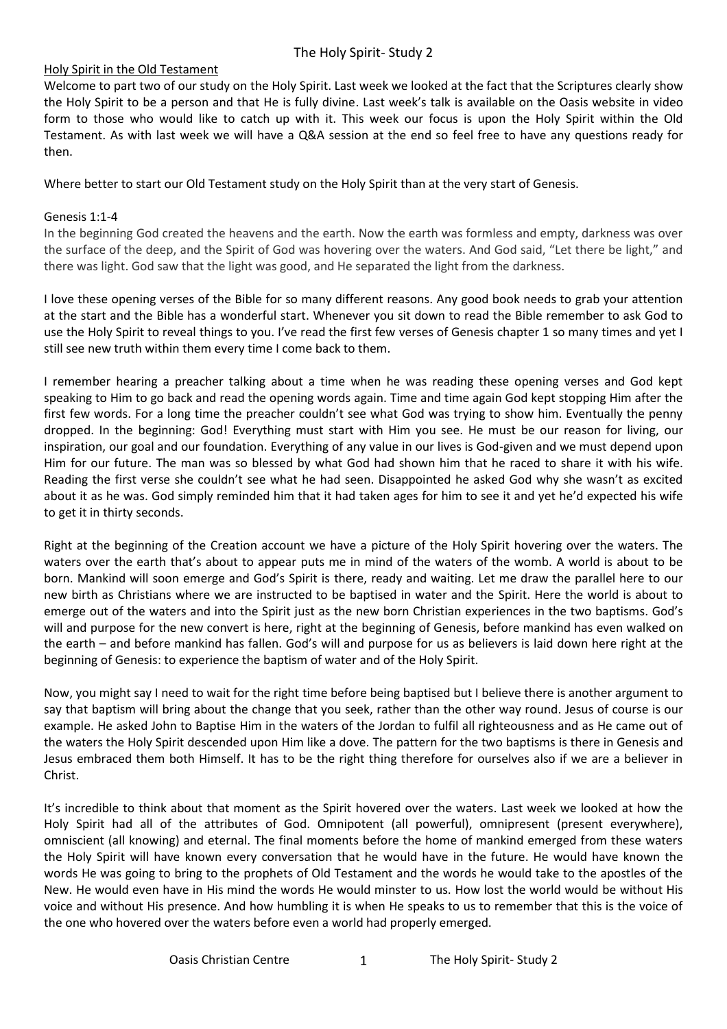# The Holy Spirit- Study 2

## Holy Spirit in the Old Testament

Welcome to part two of our study on the Holy Spirit. Last week we looked at the fact that the Scriptures clearly show the Holy Spirit to be a person and that He is fully divine. Last week's talk is available on the Oasis website in video form to those who would like to catch up with it. This week our focus is upon the Holy Spirit within the Old Testament. As with last week we will have a Q&A session at the end so feel free to have any questions ready for then.

Where better to start our Old Testament study on the Holy Spirit than at the very start of Genesis.

Genesis 1:1-4

In the beginning God created the heavens and the earth. Now the earth was formless and empty, darkness was over the surface of the deep, and the Spirit of God was hovering over the waters. And God said, "Let there be light," and there was light. God saw that the light was good, and He separated the light from the darkness.

I love these opening verses of the Bible for so many different reasons. Any good book needs to grab your attention at the start and the Bible has a wonderful start. Whenever you sit down to read the Bible remember to ask God to use the Holy Spirit to reveal things to you. I've read the first few verses of Genesis chapter 1 so many times and yet I still see new truth within them every time I come back to them.

I remember hearing a preacher talking about a time when he was reading these opening verses and God kept speaking to Him to go back and read the opening words again. Time and time again God kept stopping Him after the first few words. For a long time the preacher couldn't see what God was trying to show him. Eventually the penny dropped. In the beginning: God! Everything must start with Him you see. He must be our reason for living, our inspiration, our goal and our foundation. Everything of any value in our lives is God-given and we must depend upon Him for our future. The man was so blessed by what God had shown him that he raced to share it with his wife. Reading the first verse she couldn't see what he had seen. Disappointed he asked God why she wasn't as excited about it as he was. God simply reminded him that it had taken ages for him to see it and yet he'd expected his wife to get it in thirty seconds.

Right at the beginning of the Creation account we have a picture of the Holy Spirit hovering over the waters. The waters over the earth that's about to appear puts me in mind of the waters of the womb. A world is about to be born. Mankind will soon emerge and God's Spirit is there, ready and waiting. Let me draw the parallel here to our new birth as Christians where we are instructed to be baptised in water and the Spirit. Here the world is about to emerge out of the waters and into the Spirit just as the new born Christian experiences in the two baptisms. God's will and purpose for the new convert is here, right at the beginning of Genesis, before mankind has even walked on the earth – and before mankind has fallen. God's will and purpose for us as believers is laid down here right at the beginning of Genesis: to experience the baptism of water and of the Holy Spirit.

Now, you might say I need to wait for the right time before being baptised but I believe there is another argument to say that baptism will bring about the change that you seek, rather than the other way round. Jesus of course is our example. He asked John to Baptise Him in the waters of the Jordan to fulfil all righteousness and as He came out of the waters the Holy Spirit descended upon Him like a dove. The pattern for the two baptisms is there in Genesis and Jesus embraced them both Himself. It has to be the right thing therefore for ourselves also if we are a believer in Christ.

It's incredible to think about that moment as the Spirit hovered over the waters. Last week we looked at how the Holy Spirit had all of the attributes of God. Omnipotent (all powerful), omnipresent (present everywhere), omniscient (all knowing) and eternal. The final moments before the home of mankind emerged from these waters the Holy Spirit will have known every conversation that he would have in the future. He would have known the words He was going to bring to the prophets of Old Testament and the words he would take to the apostles of the New. He would even have in His mind the words He would minster to us. How lost the world would be without His voice and without His presence. And how humbling it is when He speaks to us to remember that this is the voice of the one who hovered over the waters before even a world had properly emerged.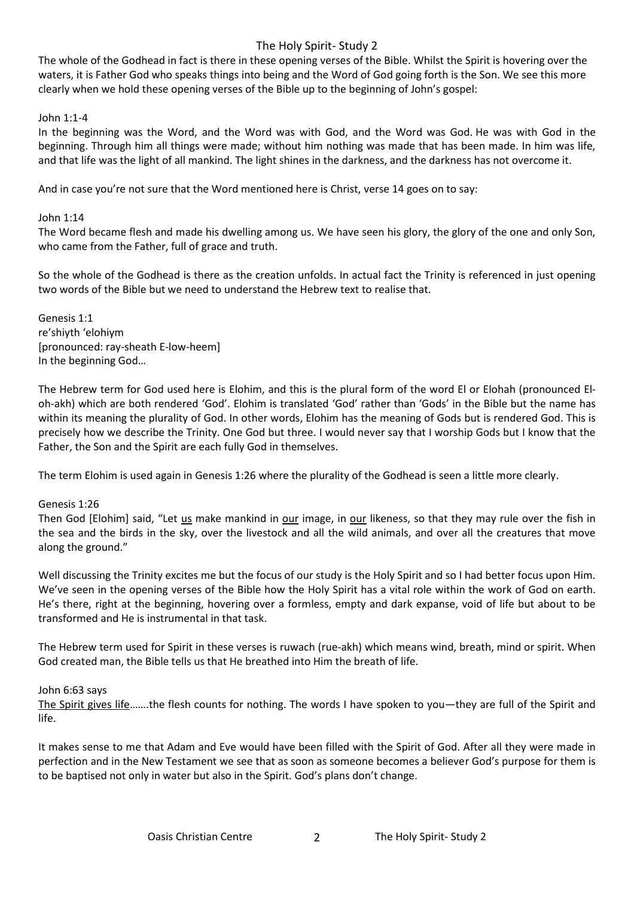The whole of the Godhead in fact is there in these opening verses of the Bible. Whilst the Spirit is hovering over the waters, it is Father God who speaks things into being and the Word of God going forth is the Son. We see this more clearly when we hold these opening verses of the Bible up to the beginning of John's gospel:

John 1:1-4
In the beginning was the Word, and the Word was with God, and the Word was God. He was with God in the beginning. Through him all things were made; without him nothing was made that has been made. In him was life, and that life was the light of all mankind. The light shines in the darkness, and the darkness has not overcome it.

And in case you're not sure that the Word mentioned here is Christ, verse 14 goes on to say:

John 1:14
The Word became flesh and made his dwelling among us. We have seen his glory, the glory of the one and only Son, who came from the Father, full of grace and truth.

So the whole of the Godhead is there as the creation unfolds. In actual fact the Trinity is referenced in just opening two words of the Bible but we need to understand the Hebrew text to realise that.

Genesis 1:1
re'shiyth 'elohiym
[pronounced: ray-sheath E-low-heem]
In the beginning God…

The Hebrew term for God used here is Elohim, and this is the plural form of the word El or Elohah (pronounced El-oh-akh) which are both rendered 'God'. Elohim is translated 'God' rather than 'Gods' in the Bible but the name has within its meaning the plurality of God. In other words, Elohim has the meaning of Gods but is rendered God. This is precisely how we describe the Trinity. One God but three. I would never say that I worship Gods but I know that the Father, the Son and the Spirit are each fully God in themselves.

The term Elohim is used again in Genesis 1:26 where the plurality of the Godhead is seen a little more clearly.

Genesis 1:26
Then God [Elohim] said, "Let <u>us</u> make mankind in <u>our</u> image, in <u>our</u> likeness, so that they may rule over the fish in the sea and the birds in the sky, over the livestock and all the wild animals, and over all the creatures that move along the ground."

Well discussing the Trinity excites me but the focus of our study is the Holy Spirit and so I had better focus upon Him. We've seen in the opening verses of the Bible how the Holy Spirit has a vital role within the work of God on earth. He's there, right at the beginning, hovering over a formless, empty and dark expanse, void of life but about to be transformed and He is instrumental in that task.

The Hebrew term used for Spirit in these verses is ruwach (rue-akh) which means wind, breath, mind or spirit. When God created man, the Bible tells us that He breathed into Him the breath of life.

John 6:63 says
<u>The Spirit gives life</u>…….the flesh counts for nothing. The words I have spoken to you—they are full of the Spirit and life.

It makes sense to me that Adam and Eve would have been filled with the Spirit of God. After all they were made in perfection and in the New Testament we see that as soon as someone becomes a believer God's purpose for them is to be baptised not only in water but also in the Spirit. God's plans don't change.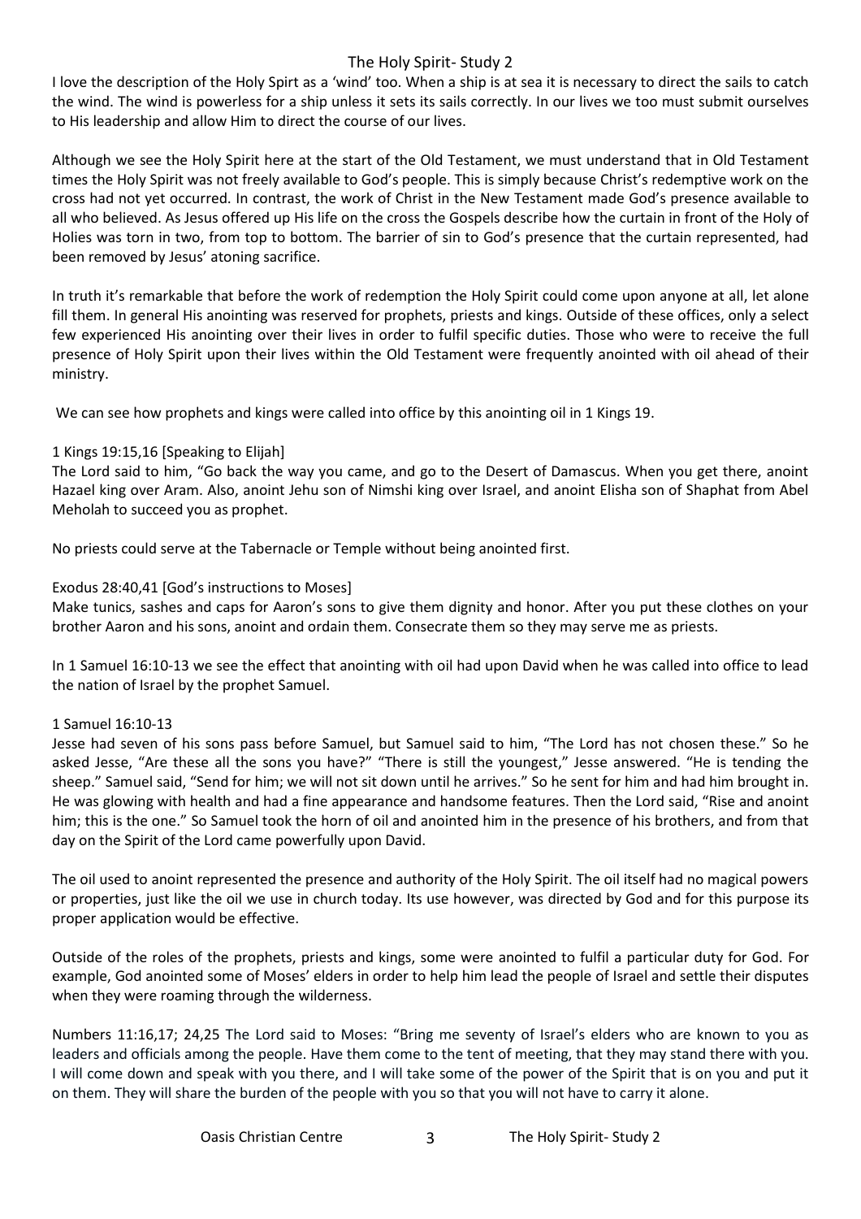I love the description of the Holy Spirt as a 'wind' too. When a ship is at sea it is necessary to direct the sails to catch the wind. The wind is powerless for a ship unless it sets its sails correctly. In our lives we too must submit ourselves to His leadership and allow Him to direct the course of our lives.

Although we see the Holy Spirit here at the start of the Old Testament, we must understand that in Old Testament times the Holy Spirit was not freely available to God's people. This is simply because Christ's redemptive work on the cross had not yet occurred. In contrast, the work of Christ in the New Testament made God's presence available to all who believed. As Jesus offered up His life on the cross the Gospels describe how the curtain in front of the Holy of Holies was torn in two, from top to bottom. The barrier of sin to God's presence that the curtain represented, had been removed by Jesus' atoning sacrifice.

In truth it's remarkable that before the work of redemption the Holy Spirit could come upon anyone at all, let alone fill them. In general His anointing was reserved for prophets, priests and kings. Outside of these offices, only a select few experienced His anointing over their lives in order to fulfil specific duties. Those who were to receive the full presence of Holy Spirit upon their lives within the Old Testament were frequently anointed with oil ahead of their ministry.

We can see how prophets and kings were called into office by this anointing oil in 1 Kings 19.

1 Kings 19:15,16 [Speaking to Elijah]
The Lord said to him, "Go back the way you came, and go to the Desert of Damascus. When you get there, anoint Hazael king over Aram. Also, anoint Jehu son of Nimshi king over Israel, and anoint Elisha son of Shaphat from Abel Meholah to succeed you as prophet.

No priests could serve at the Tabernacle or Temple without being anointed first.

Exodus 28:40,41 [God's instructions to Moses]
Make tunics, sashes and caps for Aaron's sons to give them dignity and honor. After you put these clothes on your brother Aaron and his sons, anoint and ordain them. Consecrate them so they may serve me as priests.

In 1 Samuel 16:10-13 we see the effect that anointing with oil had upon David when he was called into office to lead the nation of Israel by the prophet Samuel.

1 Samuel 16:10-13
Jesse had seven of his sons pass before Samuel, but Samuel said to him, "The Lord has not chosen these." So he asked Jesse, "Are these all the sons you have?" "There is still the youngest," Jesse answered. "He is tending the sheep." Samuel said, "Send for him; we will not sit down until he arrives." So he sent for him and had him brought in. He was glowing with health and had a fine appearance and handsome features. Then the Lord said, "Rise and anoint him; this is the one." So Samuel took the horn of oil and anointed him in the presence of his brothers, and from that day on the Spirit of the Lord came powerfully upon David.

The oil used to anoint represented the presence and authority of the Holy Spirit. The oil itself had no magical powers or properties, just like the oil we use in church today. Its use however, was directed by God and for this purpose its proper application would be effective.

Outside of the roles of the prophets, priests and kings, some were anointed to fulfil a particular duty for God. For example, God anointed some of Moses' elders in order to help him lead the people of Israel and settle their disputes when they were roaming through the wilderness.

Numbers 11:16,17; 24,25 The Lord said to Moses: "Bring me seventy of Israel's elders who are known to you as leaders and officials among the people. Have them come to the tent of meeting, that they may stand there with you. I will come down and speak with you there, and I will take some of the power of the Spirit that is on you and put it on them. They will share the burden of the people with you so that you will not have to carry it alone.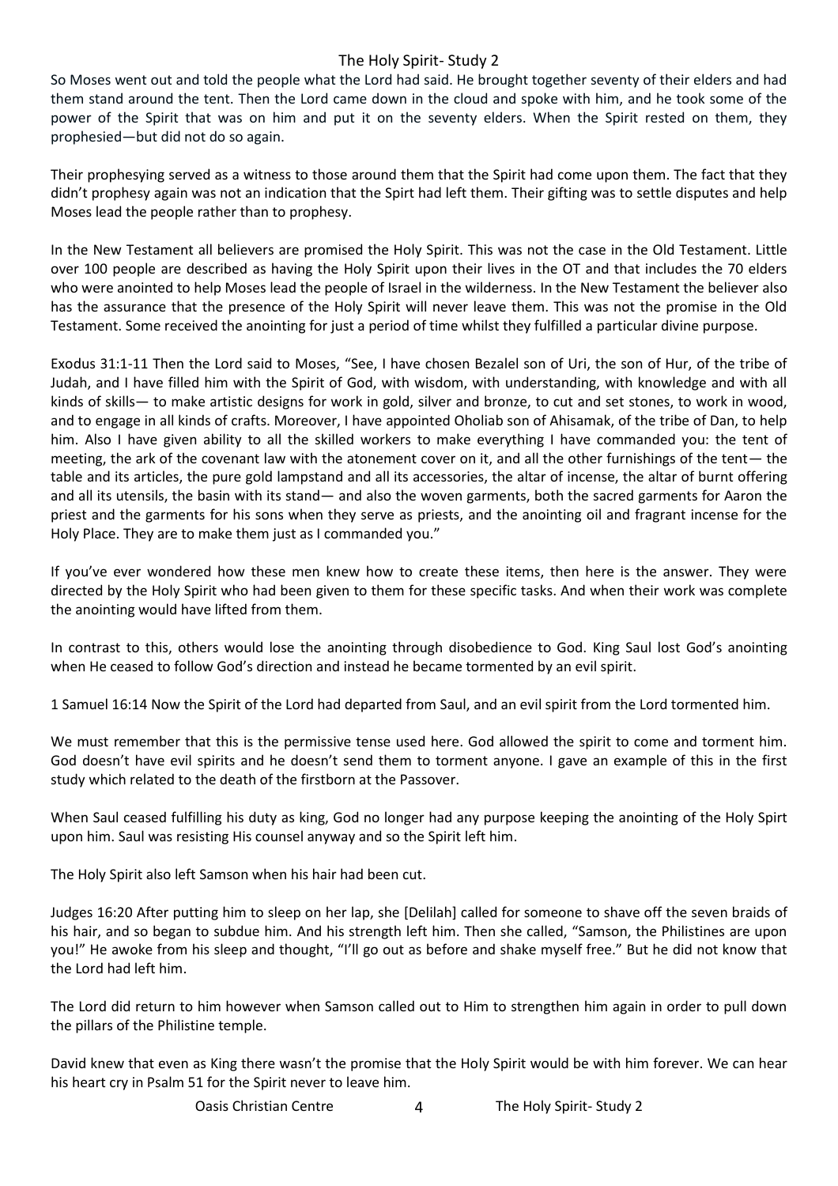So Moses went out and told the people what the Lord had said. He brought together seventy of their elders and had them stand around the tent. Then the Lord came down in the cloud and spoke with him, and he took some of the power of the Spirit that was on him and put it on the seventy elders. When the Spirit rested on them, they prophesied—but did not do so again.

Their prophesying served as a witness to those around them that the Spirit had come upon them. The fact that they didn't prophesy again was not an indication that the Spirt had left them. Their gifting was to settle disputes and help Moses lead the people rather than to prophesy.

In the New Testament all believers are promised the Holy Spirit. This was not the case in the Old Testament. Little over 100 people are described as having the Holy Spirit upon their lives in the OT and that includes the 70 elders who were anointed to help Moses lead the people of Israel in the wilderness. In the New Testament the believer also has the assurance that the presence of the Holy Spirit will never leave them. This was not the promise in the Old Testament. Some received the anointing for just a period of time whilst they fulfilled a particular divine purpose.

Exodus 31:1-11 Then the Lord said to Moses, "See, I have chosen Bezalel son of Uri, the son of Hur, of the tribe of Judah, and I have filled him with the Spirit of God, with wisdom, with understanding, with knowledge and with all kinds of skills— to make artistic designs for work in gold, silver and bronze, to cut and set stones, to work in wood, and to engage in all kinds of crafts. Moreover, I have appointed Oholiab son of Ahisamak, of the tribe of Dan, to help him. Also I have given ability to all the skilled workers to make everything I have commanded you: the tent of meeting, the ark of the covenant law with the atonement cover on it, and all the other furnishings of the tent— the table and its articles, the pure gold lampstand and all its accessories, the altar of incense, the altar of burnt offering and all its utensils, the basin with its stand— and also the woven garments, both the sacred garments for Aaron the priest and the garments for his sons when they serve as priests, and the anointing oil and fragrant incense for the Holy Place. They are to make them just as I commanded you."

If you've ever wondered how these men knew how to create these items, then here is the answer. They were directed by the Holy Spirit who had been given to them for these specific tasks. And when their work was complete the anointing would have lifted from them.

In contrast to this, others would lose the anointing through disobedience to God. King Saul lost God's anointing when He ceased to follow God's direction and instead he became tormented by an evil spirit.

1 Samuel 16:14 Now the Spirit of the Lord had departed from Saul, and an evil spirit from the Lord tormented him.

We must remember that this is the permissive tense used here. God allowed the spirit to come and torment him. God doesn't have evil spirits and he doesn't send them to torment anyone. I gave an example of this in the first study which related to the death of the firstborn at the Passover.

When Saul ceased fulfilling his duty as king, God no longer had any purpose keeping the anointing of the Holy Spirt upon him. Saul was resisting His counsel anyway and so the Spirit left him.

The Holy Spirit also left Samson when his hair had been cut.

Judges 16:20 After putting him to sleep on her lap, she [Delilah] called for someone to shave off the seven braids of his hair, and so began to subdue him. And his strength left him. Then she called, "Samson, the Philistines are upon you!" He awoke from his sleep and thought, "I'll go out as before and shake myself free." But he did not know that the Lord had left him.

The Lord did return to him however when Samson called out to Him to strengthen him again in order to pull down the pillars of the Philistine temple.

David knew that even as King there wasn't the promise that the Holy Spirit would be with him forever. We can hear his heart cry in Psalm 51 for the Spirit never to leave him.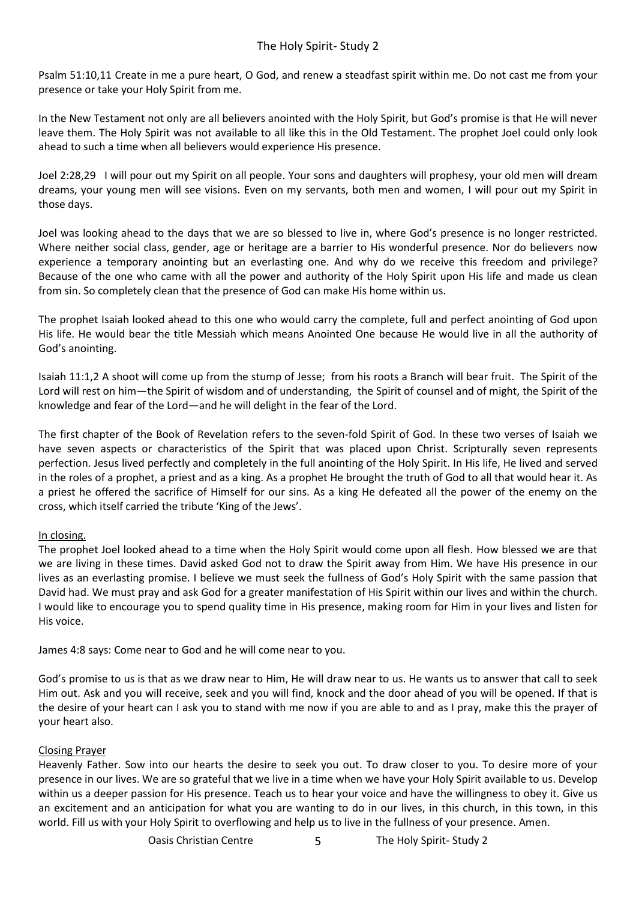# The Holy Spirit- Study 2

Psalm 51:10,11 Create in me a pure heart, O God, and renew a steadfast spirit within me. Do not cast me from your presence or take your Holy Spirit from me.

In the New Testament not only are all believers anointed with the Holy Spirit, but God's promise is that He will never leave them. The Holy Spirit was not available to all like this in the Old Testament. The prophet Joel could only look ahead to such a time when all believers would experience His presence.

Joel 2:28,29 I will pour out my Spirit on all people. Your sons and daughters will prophesy, your old men will dream dreams, your young men will see visions. Even on my servants, both men and women, I will pour out my Spirit in those days.

Joel was looking ahead to the days that we are so blessed to live in, where God's presence is no longer restricted. Where neither social class, gender, age or heritage are a barrier to His wonderful presence. Nor do believers now experience a temporary anointing but an everlasting one. And why do we receive this freedom and privilege? Because of the one who came with all the power and authority of the Holy Spirit upon His life and made us clean from sin. So completely clean that the presence of God can make His home within us.

The prophet Isaiah looked ahead to this one who would carry the complete, full and perfect anointing of God upon His life. He would bear the title Messiah which means Anointed One because He would live in all the authority of God's anointing.

Isaiah 11:1,2 A shoot will come up from the stump of Jesse; from his roots a Branch will bear fruit. The Spirit of the Lord will rest on him—the Spirit of wisdom and of understanding, the Spirit of counsel and of might, the Spirit of the knowledge and fear of the Lord—and he will delight in the fear of the Lord.

The first chapter of the Book of Revelation refers to the seven-fold Spirit of God. In these two verses of Isaiah we have seven aspects or characteristics of the Spirit that was placed upon Christ. Scripturally seven represents perfection. Jesus lived perfectly and completely in the full anointing of the Holy Spirit. In His life, He lived and served in the roles of a prophet, a priest and as a king. As a prophet He brought the truth of God to all that would hear it. As a priest he offered the sacrifice of Himself for our sins. As a king He defeated all the power of the enemy on the cross, which itself carried the tribute 'King of the Jews'.

## In closing.

The prophet Joel looked ahead to a time when the Holy Spirit would come upon all flesh. How blessed we are that we are living in these times. David asked God not to draw the Spirit away from Him. We have His presence in our lives as an everlasting promise. I believe we must seek the fullness of God's Holy Spirit with the same passion that David had. We must pray and ask God for a greater manifestation of His Spirit within our lives and within the church. I would like to encourage you to spend quality time in His presence, making room for Him in your lives and listen for His voice.

James 4:8 says: Come near to God and he will come near to you.

God's promise to us is that as we draw near to Him, He will draw near to us. He wants us to answer that call to seek Him out. Ask and you will receive, seek and you will find, knock and the door ahead of you will be opened. If that is the desire of your heart can I ask you to stand with me now if you are able to and as I pray, make this the prayer of your heart also.

## Closing Prayer

Heavenly Father. Sow into our hearts the desire to seek you out. To draw closer to you. To desire more of your presence in our lives. We are so grateful that we live in a time when we have your Holy Spirit available to us. Develop within us a deeper passion for His presence. Teach us to hear your voice and have the willingness to obey it. Give us an excitement and an anticipation for what you are wanting to do in our lives, in this church, in this town, in this world. Fill us with your Holy Spirit to overflowing and help us to live in the fullness of your presence. Amen.